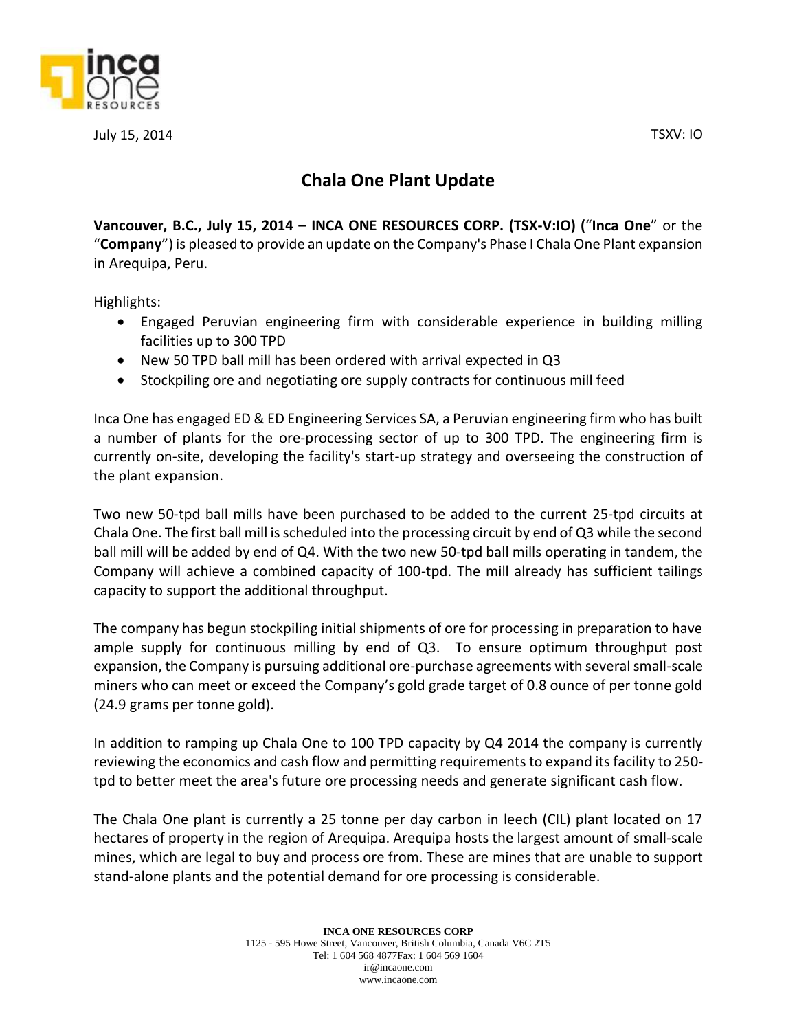July 15, 2014 TSXV: IO

# Chala One Plant Update

**Vancouver, B.C., July 15, 2014** – **INCA ONE RESOURCES CORP. (TSX-V:IO) (**"**Inca One**" or the "**Company**") is pleased to provide an update on the Company's Phase I Chala One Plant expansion in Arequipa, Peru.

Highlights:

- Engaged Peruvian engineering firm with considerable experience in building milling facilities up to 300 TPD
- New 50 TPD ball mill has been ordered with arrival expected in Q3
- Stockpiling ore and negotiating ore supply contracts for continuous mill feed

Inca One has engaged ED & ED Engineering Services SA, a Peruvian engineering firm who has built a number of plants for the ore-processing sector of up to 300 TPD. The engineering firm is currently on-site, developing the facility's start-up strategy and overseeing the construction of the plant expansion.

Two new 50-tpd ball mills have been purchased to be added to the current 25-tpd circuits at Chala One. The first ball mill is scheduled into the processing circuit by end of Q3 while the second ball mill will be added by end of Q4. With the two new 50-tpd ball mills operating in tandem, the Company will achieve a combined capacity of 100-tpd. The mill already has sufficient tailings capacity to support the additional throughput.

The company has begun stockpiling initial shipments of ore for processing in preparation to have ample supply for continuous milling by end of Q3. To ensure optimum throughput post expansion, the Company is pursuing additional ore-purchase agreements with several small-scale miners who can meet or exceed the Company's gold grade target of 0.8 ounce of per tonne gold (24.9 grams per tonne gold).

In addition to ramping up Chala One to 100 TPD capacity by Q4 2014 the company is currently reviewing the economics and cash flow and permitting requirements to expand its facility to 250-tpd to better meet the area's future ore processing needs and generate significant cash flow.

The Chala One plant is currently a 25 tonne per day carbon in leech (CIL) plant located on 17 hectares of property in the region of Arequipa. Arequipa hosts the largest amount of small-scale mines, which are legal to buy and process ore from. These are mines that are unable to support stand-alone plants and the potential demand for ore processing is considerable.

**INCA ONE RESOURCES CORP**
1125 - 595 Howe Street, Vancouver, British Columbia, Canada V6C 2T5
Tel: 1 604 568 4877Fax: 1 604 569 1604
ir@incaone.com
www.incaone.com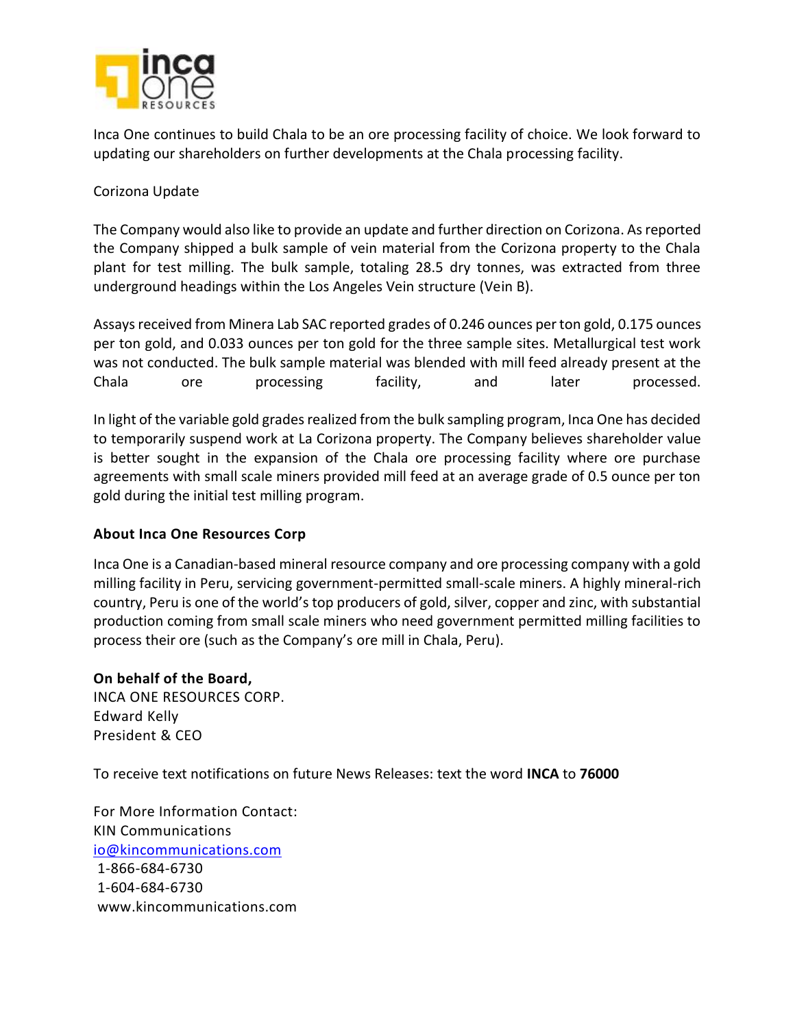Inca One continues to build Chala to be an ore processing facility of choice. We look forward to updating our shareholders on further developments at the Chala processing facility.

Corizona Update

The Company would also like to provide an update and further direction on Corizona. As reported the Company shipped a bulk sample of vein material from the Corizona property to the Chala plant for test milling. The bulk sample, totaling 28.5 dry tonnes, was extracted from three underground headings within the Los Angeles Vein structure (Vein B).

Assays received from Minera Lab SAC reported grades of 0.246 ounces per ton gold, 0.175 ounces per ton gold, and 0.033 ounces per ton gold for the three sample sites. Metallurgical test work was not conducted. The bulk sample material was blended with mill feed already present at the Chala ore processing facility, and later processed.

In light of the variable gold grades realized from the bulk sampling program, Inca One has decided to temporarily suspend work at La Corizona property. The Company believes shareholder value is better sought in the expansion of the Chala ore processing facility where ore purchase agreements with small scale miners provided mill feed at an average grade of 0.5 ounce per ton gold during the initial test milling program.

**About Inca One Resources Corp**

Inca One is a Canadian-based mineral resource company and ore processing company with a gold milling facility in Peru, servicing government-permitted small-scale miners. A highly mineral-rich country, Peru is one of the world's top producers of gold, silver, copper and zinc, with substantial production coming from small scale miners who need government permitted milling facilities to process their ore (such as the Company's ore mill in Chala, Peru).

**On behalf of the Board,**
INCA ONE RESOURCES CORP.
Edward Kelly
President & CEO

To receive text notifications on future News Releases: text the word **INCA** to **76000**

For More Information Contact:
KIN Communications
io@kincommunications.com
1-866-684-6730
1-604-684-6730
www.kincommunications.com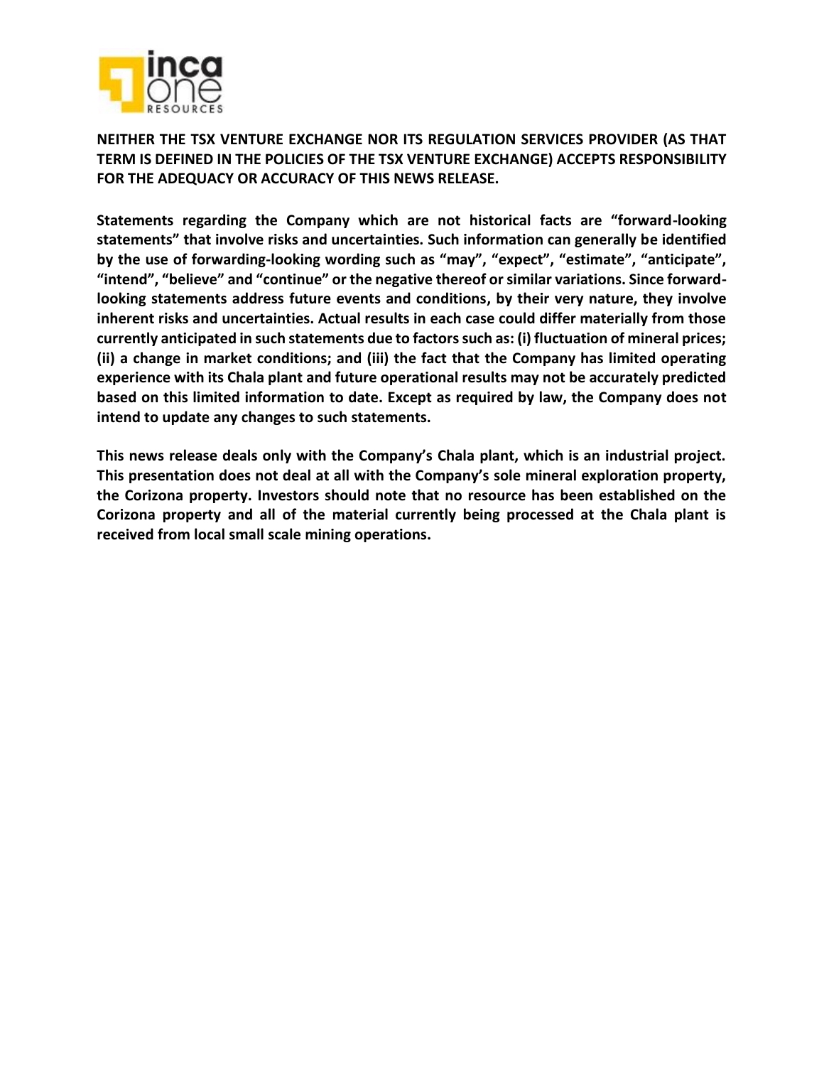**NEITHER THE TSX VENTURE EXCHANGE NOR ITS REGULATION SERVICES PROVIDER (AS THAT TERM IS DEFINED IN THE POLICIES OF THE TSX VENTURE EXCHANGE) ACCEPTS RESPONSIBILITY FOR THE ADEQUACY OR ACCURACY OF THIS NEWS RELEASE.**

**Statements regarding the Company which are not historical facts are "forward-looking statements" that involve risks and uncertainties. Such information can generally be identified by the use of forwarding-looking wording such as "may", "expect", "estimate", "anticipate", "intend", "believe" and "continue" or the negative thereof or similar variations. Since forward-looking statements address future events and conditions, by their very nature, they involve inherent risks and uncertainties. Actual results in each case could differ materially from those currently anticipated in such statements due to factors such as: (i) fluctuation of mineral prices; (ii) a change in market conditions; and (iii) the fact that the Company has limited operating experience with its Chala plant and future operational results may not be accurately predicted based on this limited information to date. Except as required by law, the Company does not intend to update any changes to such statements.**

**This news release deals only with the Company's Chala plant, which is an industrial project. This presentation does not deal at all with the Company's sole mineral exploration property, the Corizona property. Investors should note that no resource has been established on the Corizona property and all of the material currently being processed at the Chala plant is received from local small scale mining operations.**